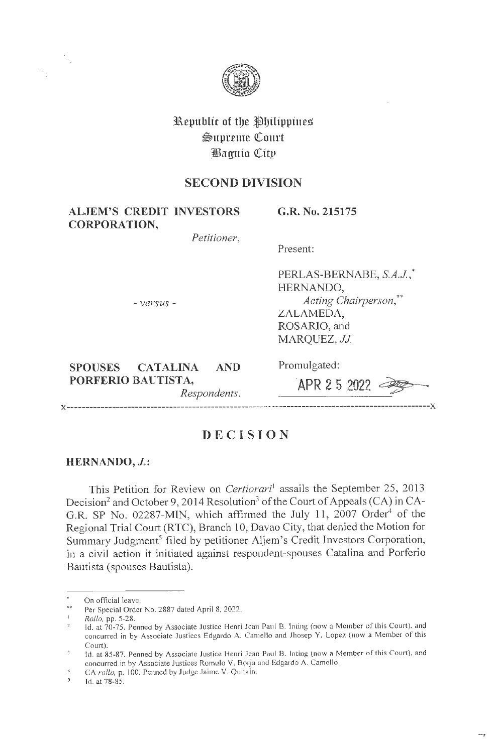Republic of the Philippines
Supreme Court
Baguio City

## SECOND DIVISION

**ALJEM'S CREDIT INVESTORS CORPORATION,**
*Petitioner,*

- *versus* -

**SPOUSES CATALINA AND PORFERIO BAUTISTA,**
*Respondents.*

**G.R. No. 215175**

Present:

PERLAS-BERNABE, *S.A.J.,*\*
HERNANDO,
*Acting Chairperson,*\*\*
ZALAMEDA,
ROSARIO, and
MARQUEZ, *JJ.*

Promulgated:

APR 25 2022

x-----------------------------------------------------------------------------------------x

# DECISION

**HERNANDO, *J.*:**

This Petition for Review on *Certiorari*[1] assails the September 25, 2013 Decision[2] and October 9, 2014 Resolution[3] of the Court of Appeals (CA) in CA-G.R. SP No. 02287-MIN, which affirmed the July 11, 2007 Order[4] of the Regional Trial Court (RTC), Branch 10, Davao City, that denied the Motion for Summary Judgment[5] filed by petitioner Aljem's Credit Investors Corporation, in a civil action it initiated against respondent-spouses Catalina and Porferio Bautista (spouses Bautista).

---

\* On official leave.

\*\* Per Special Order No. 2887 dated April 8, 2022.

[1] *Rollo*, pp. 5-28.

[2] Id. at 70-75. Penned by Associate Justice Henri Jean Paul B. Inting (now a Member of this Court), and concurred in by Associate Justices Edgardo A. Camello and Jhosep Y. Lopez (now a Member of this Court).

[3] Id. at 85-87. Penned by Associate Justice Henri Jean Paul B. Inting (now a Member of this Court), and concurred in by Associate Justices Romulo V. Borja and Edgardo A. Camello.

[4] CA *rollo*, p. 100. Penned by Judge Jaime V. Quitain.

[5] Id. at 78-85.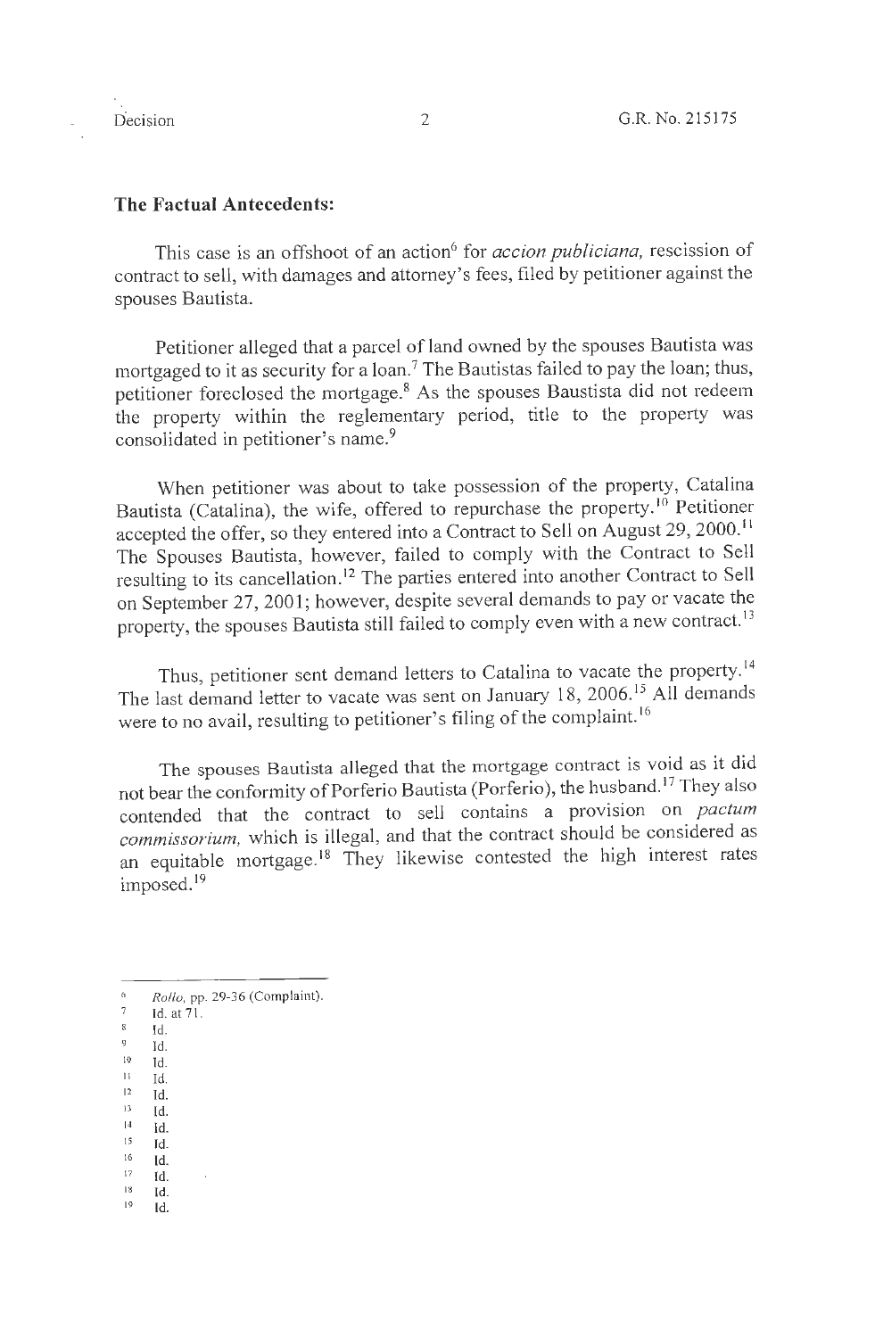### The Factual Antecedents:

This case is an offshoot of an action[6] for *accion publiciana,* rescission of contract to sell, with damages and attorney's fees, filed by petitioner against the spouses Bautista.

Petitioner alleged that a parcel of land owned by the spouses Bautista was mortgaged to it as security for a loan.[7] The Bautistas failed to pay the loan; thus, petitioner foreclosed the mortgage.[8] As the spouses Baustista did not redeem the property within the reglementary period, title to the property was consolidated in petitioner's name.[9]

When petitioner was about to take possession of the property, Catalina Bautista (Catalina), the wife, offered to repurchase the property.[10] Petitioner accepted the offer, so they entered into a Contract to Sell on August 29, 2000.[11] The Spouses Bautista, however, failed to comply with the Contract to Sell resulting to its cancellation.[12] The parties entered into another Contract to Sell on September 27, 2001; however, despite several demands to pay or vacate the property, the spouses Bautista still failed to comply even with a new contract.[13]

Thus, petitioner sent demand letters to Catalina to vacate the property.[14] The last demand letter to vacate was sent on January 18, 2006.[15] All demands were to no avail, resulting to petitioner's filing of the complaint.[16]

The spouses Bautista alleged that the mortgage contract is void as it did not bear the conformity of Porferio Bautista (Porferio), the husband.[17] They also contended that the contract to sell contains a provision on *pactum commissorium,* which is illegal, and that the contract should be considered as an equitable mortgage.[18] They likewise contested the high interest rates imposed.[19]

---

6 *Rollo,* pp. 29-36 (Complaint).
7 Id. at 71.
8 Id.
9 Id.
10 Id.
11 Id.
12 Id.
13 Id.
14 Id.
15 Id.
16 Id.
17 Id.
18 Id.
19 Id.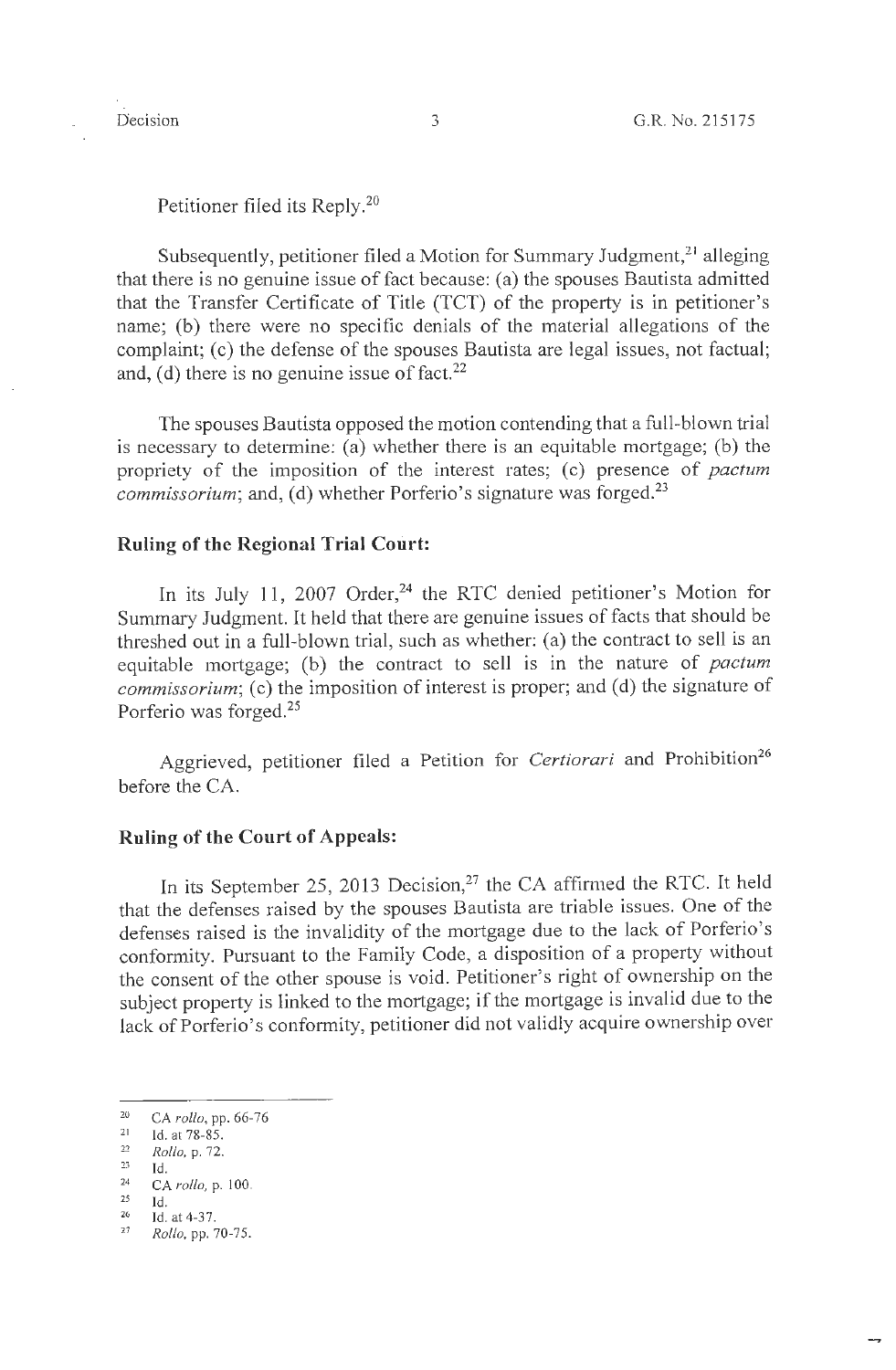Petitioner filed its Reply.[20]

Subsequently, petitioner filed a Motion for Summary Judgment,[21] alleging that there is no genuine issue of fact because: (a) the spouses Bautista admitted that the Transfer Certificate of Title (TCT) of the property is in petitioner's name; (b) there were no specific denials of the material allegations of the complaint; (c) the defense of the spouses Bautista are legal issues, not factual; and, (d) there is no genuine issue of fact.[22]

The spouses Bautista opposed the motion contending that a full-blown trial is necessary to determine: (a) whether there is an equitable mortgage; (b) the propriety of the imposition of the interest rates; (c) presence of *pactum commissorium*; and, (d) whether Porferio's signature was forged.[23]

## Ruling of the Regional Trial Court:

In its July 11, 2007 Order,[24] the RTC denied petitioner's Motion for Summary Judgment. It held that there are genuine issues of facts that should be threshed out in a full-blown trial, such as whether: (a) the contract to sell is an equitable mortgage; (b) the contract to sell is in the nature of *pactum commissorium*; (c) the imposition of interest is proper; and (d) the signature of Porferio was forged.[25]

Aggrieved, petitioner filed a Petition for *Certiorari* and Prohibition[26] before the CA.

## Ruling of the Court of Appeals:

In its September 25, 2013 Decision,[27] the CA affirmed the RTC. It held that the defenses raised by the spouses Bautista are triable issues. One of the defenses raised is the invalidity of the mortgage due to the lack of Porferio's conformity. Pursuant to the Family Code, a disposition of a property without the consent of the other spouse is void. Petitioner's right of ownership on the subject property is linked to the mortgage; if the mortgage is invalid due to the lack of Porferio's conformity, petitioner did not validly acquire ownership over

---

[20] CA *rollo*, pp. 66-76

[21] Id. at 78-85.

[22] *Rollo*, p. 72.

[23] Id.

[24] CA *rollo*, p. 100.

[25] Id.

[26] Id. at 4-37.

[27] *Rollo*, pp. 70-75.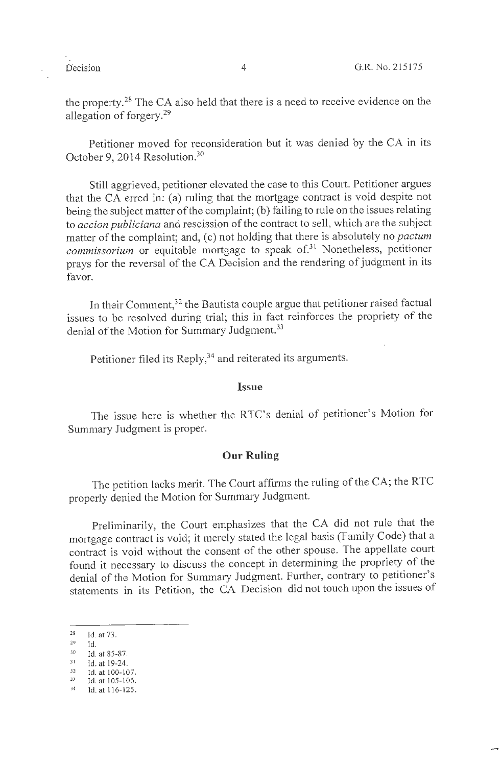the property.[28] The CA also held that there is a need to receive evidence on the allegation of forgery.[29]

Petitioner moved for reconsideration but it was denied by the CA in its October 9, 2014 Resolution.[30]

Still aggrieved, petitioner elevated the case to this Court. Petitioner argues that the CA erred in: (a) ruling that the mortgage contract is void despite not being the subject matter of the complaint; (b) failing to rule on the issues relating to *accion publiciana* and rescission of the contract to sell, which are the subject matter of the complaint; and, (c) not holding that there is absolutely no *pactum commissorium* or equitable mortgage to speak of.[31] Nonetheless, petitioner prays for the reversal of the CA Decision and the rendering of judgment in its favor.

In their Comment,[32] the Bautista couple argue that petitioner raised factual issues to be resolved during trial; this in fact reinforces the propriety of the denial of the Motion for Summary Judgment.[33]

Petitioner filed its Reply,[34] and reiterated its arguments.

## Issue

The issue here is whether the RTC's denial of petitioner's Motion for Summary Judgment is proper.

## Our Ruling

The petition lacks merit. The Court affirms the ruling of the CA; the RTC properly denied the Motion for Summary Judgment.

Preliminarily, the Court emphasizes that the CA did not rule that the mortgage contract is void; it merely stated the legal basis (Family Code) that a contract is void without the consent of the other spouse. The appellate court found it necessary to discuss the concept in determining the propriety of the denial of the Motion for Summary Judgment. Further, contrary to petitioner's statements in its Petition, the CA Decision did not touch upon the issues of

---

[28] Id. at 73.
[29] Id.
[30] Id. at 85-87.
[31] Id. at 19-24.
[32] Id. at 100-107.
[33] Id. at 105-106.
[34] Id. at 116-125.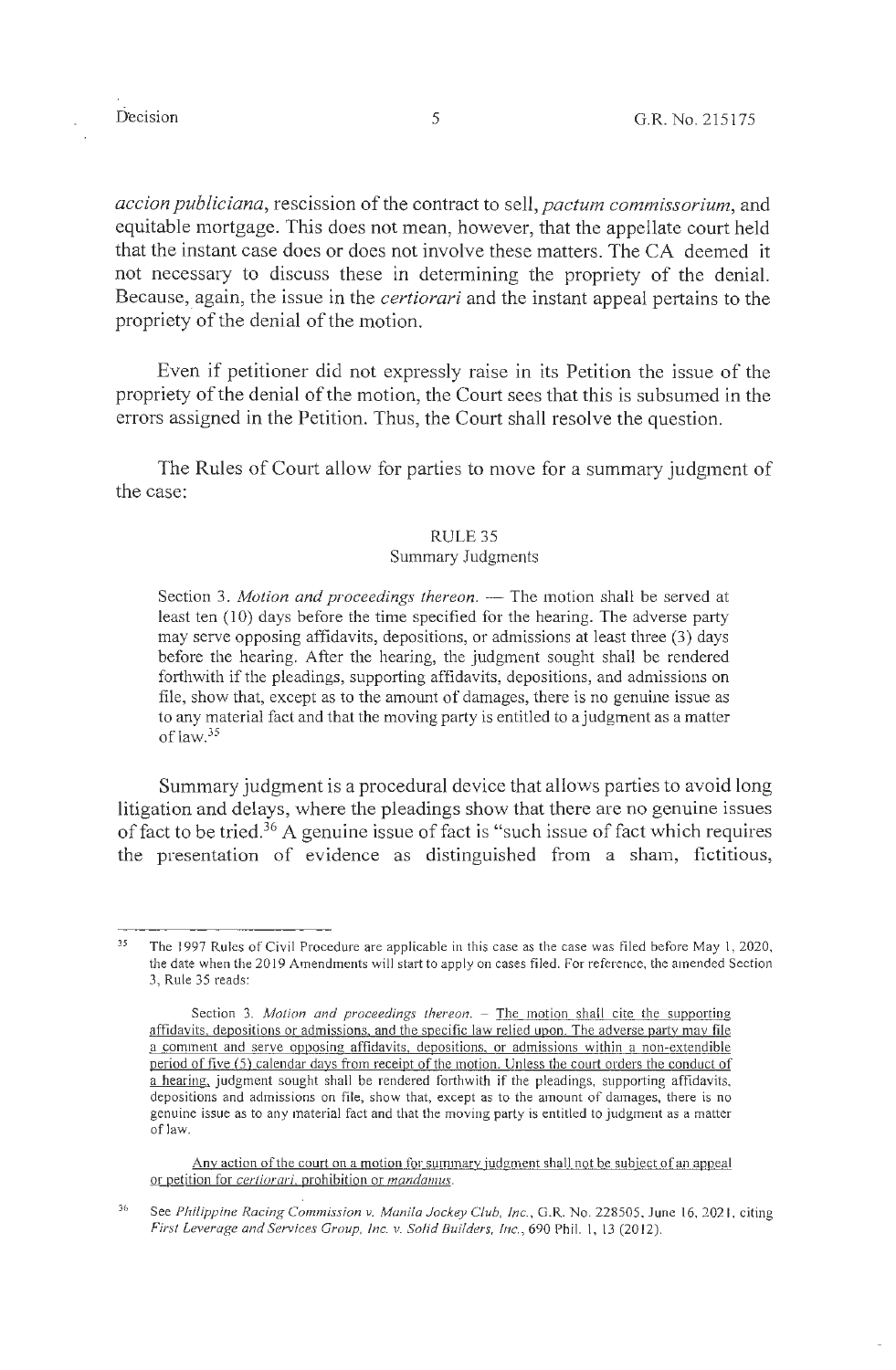*accion publiciana*, rescission of the contract to sell, *pactum commissorium*, and equitable mortgage. This does not mean, however, that the appellate court held that the instant case does or does not involve these matters. The CA deemed it not necessary to discuss these in determining the propriety of the denial. Because, again, the issue in the *certiorari* and the instant appeal pertains to the propriety of the denial of the motion.

Even if petitioner did not expressly raise in its Petition the issue of the propriety of the denial of the motion, the Court sees that this is subsumed in the errors assigned in the Petition. Thus, the Court shall resolve the question.

The Rules of Court allow for parties to move for a summary judgment of the case:

> RULE 35
> Summary Judgments
>
> Section 3. *Motion and proceedings thereon.* — The motion shall be served at least ten (10) days before the time specified for the hearing. The adverse party may serve opposing affidavits, depositions, or admissions at least three (3) days before the hearing. After the hearing, the judgment sought shall be rendered forthwith if the pleadings, supporting affidavits, depositions, and admissions on file, show that, except as to the amount of damages, there is no genuine issue as to any material fact and that the moving party is entitled to a judgment as a matter of law.[35]

Summary judgment is a procedural device that allows parties to avoid long litigation and delays, where the pleadings show that there are no genuine issues of fact to be tried.[36] A genuine issue of fact is "such issue of fact which requires the presentation of evidence as distinguished from a sham, fictitious,

---

[35] The 1997 Rules of Civil Procedure are applicable in this case as the case was filed before May 1, 2020, the date when the 2019 Amendments will start to apply on cases filed. For reference, the amended Section 3, Rule 35 reads:

> Section 3. *Motion and proceedings thereon.* – <u>The motion shall cite the supporting affidavits, depositions or admissions, and the specific law relied upon. The adverse party may file a comment and serve opposing affidavits, depositions, or admissions within a non-extendible period of five (5) calendar days from receipt of the motion. Unless the court orders the conduct of a hearing,</u> judgment sought shall be rendered forthwith if the pleadings, supporting affidavits, depositions and admissions on file, show that, except as to the amount of damages, there is no genuine issue as to any material fact and that the moving party is entitled to judgment as a matter of law.
>
> <u>Any action of the court on a motion for summary judgment shall not be subject of an appeal or petition for *certiorari*, prohibition or *mandamus*.</u>

[36] See *Philippine Racing Commission v. Manila Jockey Club, Inc.*, G.R. No. 228505, June 16, 2021, citing *First Leverage and Services Group, Inc. v. Solid Builders, Inc.*, 690 Phil. 1, 13 (2012).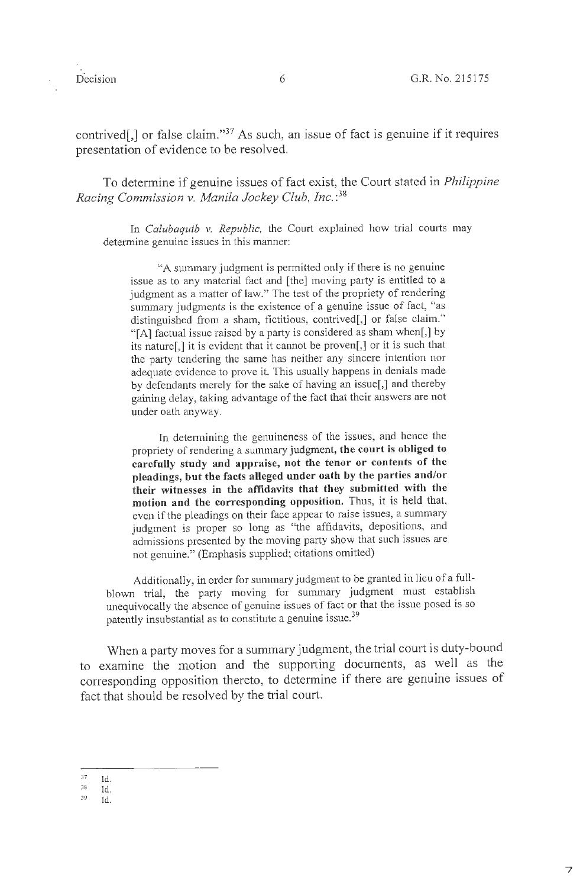contrived[,] or false claim."[37] As such, an issue of fact is genuine if it requires presentation of evidence to be resolved.

To determine if genuine issues of fact exist, the Court stated in *Philippine Racing Commission v. Manila Jockey Club, Inc.*:[38]

> In *Calubaquib v. Republic,* the Court explained how trial courts may determine genuine issues in this manner:
>
> > "A summary judgment is permitted only if there is no genuine issue as to any material fact and [the] moving party is entitled to a judgment as a matter of law." The test of the propriety of rendering summary judgments is the existence of a genuine issue of fact, "as distinguished from a sham, fictitious, contrived[,] or false claim." "[A] factual issue raised by a party is considered as sham when[,] by its nature[,] it is evident that it cannot be proven[,] or it is such that the party tendering the same has neither any sincere intention nor adequate evidence to prove it. This usually happens in denials made by defendants merely for the sake of having an issue[,] and thereby gaining delay, taking advantage of the fact that their answers are not under oath anyway.
> >
> > In determining the genuineness of the issues, and hence the propriety of rendering a summary judgment, **the court is obliged to carefully study and appraise, not the tenor or contents of the pleadings, but the facts alleged under oath by the parties and/or their witnesses in the affidavits that they submitted with the motion and the corresponding opposition.** Thus, it is held that, even if the pleadings on their face appear to raise issues, a summary judgment is proper so long as "the affidavits, depositions, and admissions presented by the moving party show that such issues are not genuine." (Emphasis supplied; citations omitted)
>
> Additionally, in order for summary judgment to be granted in lieu of a full-blown trial, the party moving for summary judgment must establish unequivocally the absence of genuine issues of fact or that the issue posed is so patently insubstantial as to constitute a genuine issue.[39]

When a party moves for a summary judgment, the trial court is duty-bound to examine the motion and the supporting documents, as well as the corresponding opposition thereto, to determine if there are genuine issues of fact that should be resolved by the trial court.

---

[37] Id.

[38] Id.

[39] Id.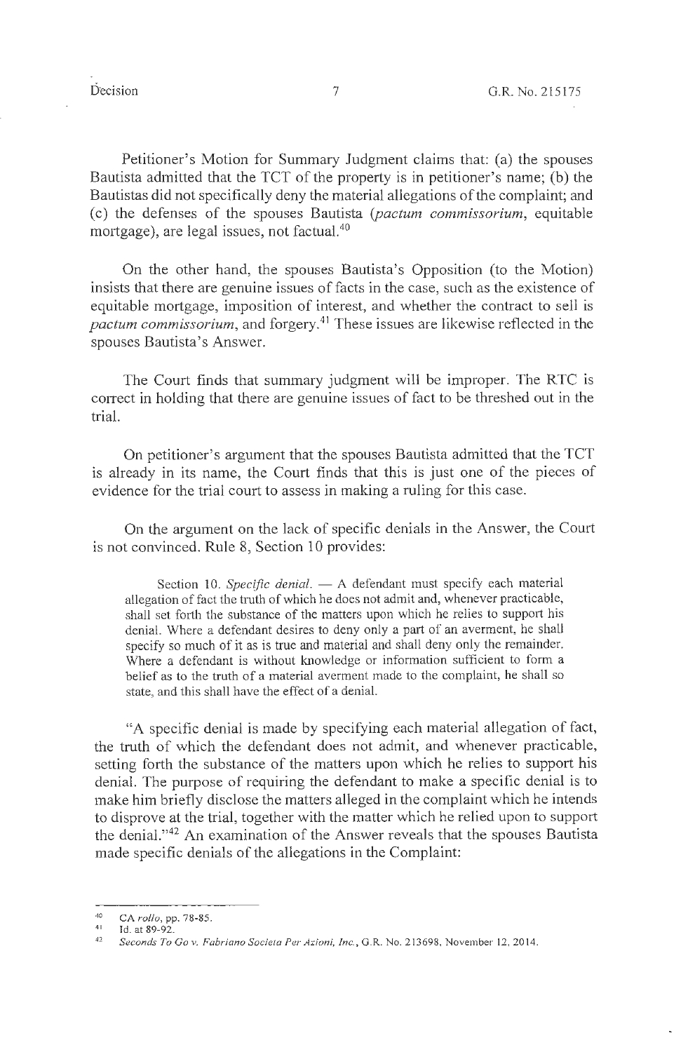Petitioner's Motion for Summary Judgment claims that: (a) the spouses Bautista admitted that the TCT of the property is in petitioner's name; (b) the Bautistas did not specifically deny the material allegations of the complaint; and (c) the defenses of the spouses Bautista (*pactum commissorium*, equitable mortgage), are legal issues, not factual.[40]

On the other hand, the spouses Bautista's Opposition (to the Motion) insists that there are genuine issues of facts in the case, such as the existence of equitable mortgage, imposition of interest, and whether the contract to sell is *pactum commissorium*, and forgery.[41] These issues are likewise reflected in the spouses Bautista's Answer.

The Court finds that summary judgment will be improper. The RTC is correct in holding that there are genuine issues of fact to be threshed out in the trial.

On petitioner's argument that the spouses Bautista admitted that the TCT is already in its name, the Court finds that this is just one of the pieces of evidence for the trial court to assess in making a ruling for this case.

On the argument on the lack of specific denials in the Answer, the Court is not convinced. Rule 8, Section 10 provides:

> Section 10. *Specific denial.* — A defendant must specify each material allegation of fact the truth of which he does not admit and, whenever practicable, shall set forth the substance of the matters upon which he relies to support his denial. Where a defendant desires to deny only a part of an averment, he shall specify so much of it as is true and material and shall deny only the remainder. Where a defendant is without knowledge or information sufficient to form a belief as to the truth of a material averment made to the complaint, he shall so state, and this shall have the effect of a denial.

"A specific denial is made by specifying each material allegation of fact, the truth of which the defendant does not admit, and whenever practicable, setting forth the substance of the matters upon which he relies to support his denial. The purpose of requiring the defendant to make a specific denial is to make him briefly disclose the matters alleged in the complaint which he intends to disprove at the trial, together with the matter which he relied upon to support the denial."[42] An examination of the Answer reveals that the spouses Bautista made specific denials of the allegations in the Complaint:

---

[40] CA *rollo*, pp. 78-85.

[41] Id. at 89-92.

[42] *Seconds To Go v. Fabriano Societa Per Azioni, Inc.*, G.R. No. 213698, November 12, 2014.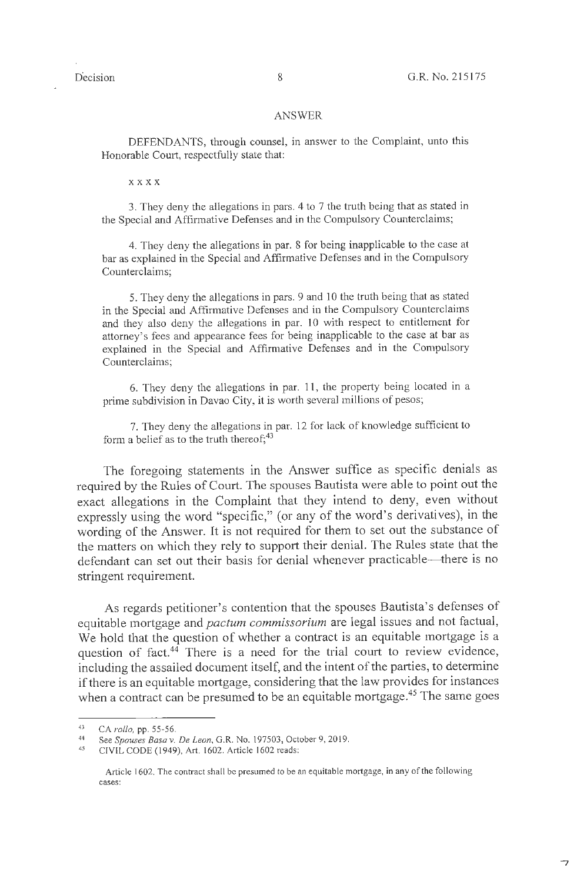## ANSWER

DEFENDANTS, through counsel, in answer to the Complaint, unto this Honorable Court, respectfully state that:

x x x x

3. They deny the allegations in pars. 4 to 7 the truth being that as stated in the Special and Affirmative Defenses and in the Compulsory Counterclaims;

4. They deny the allegations in par. 8 for being inapplicable to the case at bar as explained in the Special and Affirmative Defenses and in the Compulsory Counterclaims;

5. They deny the allegations in pars. 9 and 10 the truth being that as stated in the Special and Affirmative Defenses and in the Compulsory Counterclaims and they also deny the allegations in par. 10 with respect to entitlement for attorney's fees and appearance fees for being inapplicable to the case at bar as explained in the Special and Affirmative Defenses and in the Compulsory Counterclaims;

6. They deny the allegations in par. 11, the property being located in a prime subdivision in Davao City, it is worth several millions of pesos;

7. They deny the allegations in par. 12 for lack of knowledge sufficient to form a belief as to the truth thereof;[43]

The foregoing statements in the Answer suffice as specific denials as required by the Rules of Court. The spouses Bautista were able to point out the exact allegations in the Complaint that they intend to deny, even without expressly using the word "specific," (or any of the word's derivatives), in the wording of the Answer. It is not required for them to set out the substance of the matters on which they rely to support their denial. The Rules state that the defendant can set out their basis for denial whenever practicable—there is no stringent requirement.

As regards petitioner's contention that the spouses Bautista's defenses of equitable mortgage and *pactum commissorium* are legal issues and not factual, We hold that the question of whether a contract is an equitable mortgage is a question of fact.[44] There is a need for the trial court to review evidence, including the assailed document itself, and the intent of the parties, to determine if there is an equitable mortgage, considering that the law provides for instances when a contract can be presumed to be an equitable mortgage.[45] The same goes

---

[43] CA *rollo*, pp. 55-56.

[44] See *Spouses Basa v. De Leon*, G.R. No. 197503, October 9, 2019.

[45] CIVIL CODE (1949), Art. 1602. Article 1602 reads:

Article 1602. The contract shall be presumed to be an equitable mortgage, in any of the following cases: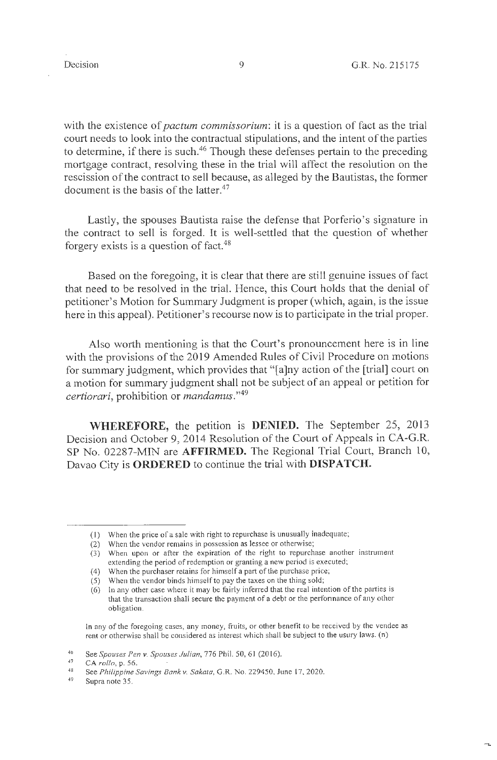with the existence of *pactum commissorium*: it is a question of fact as the trial court needs to look into the contractual stipulations, and the intent of the parties to determine, if there is such.[46] Though these defenses pertain to the preceding mortgage contract, resolving these in the trial will affect the resolution on the rescission of the contract to sell because, as alleged by the Bautistas, the former document is the basis of the latter.[47]

Lastly, the spouses Bautista raise the defense that Porferio's signature in the contract to sell is forged. It is well-settled that the question of whether forgery exists is a question of fact.[48]

Based on the foregoing, it is clear that there are still genuine issues of fact that need to be resolved in the trial. Hence, this Court holds that the denial of petitioner's Motion for Summary Judgment is proper (which, again, is the issue here in this appeal). Petitioner's recourse now is to participate in the trial proper.

Also worth mentioning is that the Court's pronouncement here is in line with the provisions of the 2019 Amended Rules of Civil Procedure on motions for summary judgment, which provides that "[a]ny action of the [trial] court on a motion for summary judgment shall not be subject of an appeal or petition for *certiorari*, prohibition or *mandamus*."[49]

**WHEREFORE,** the petition is **DENIED.** The September 25, 2013 Decision and October 9, 2014 Resolution of the Court of Appeals in CA-G.R. SP No. 02287-MIN are **AFFIRMED.** The Regional Trial Court, Branch 10, Davao City is **ORDERED** to continue the trial with **DISPATCH.**

---

(1) When the price of a sale with right to repurchase is unusually inadequate;
(2) When the vendor remains in possession as lessee or otherwise;
(3) When upon or after the expiration of the right to repurchase another instrument extending the period of redemption or granting a new period is executed;
(4) When the purchaser retains for himself a part of the purchase price;
(5) When the vendor binds himself to pay the taxes on the thing sold;
(6) In any other case where it may be fairly inferred that the real intention of the parties is that the transaction shall secure the payment of a debt or the performance of any other obligation.

In any of the foregoing cases, any money, fruits, or other benefit to be received by the vendee as rent or otherwise shall be considered as interest which shall be subject to the usury laws. (n)

[46] See *Spouses Pen v. Spouses Julian*, 776 Phil. 50, 61 (2016).

[47] CA *rollo*, p. 56.

[48] See *Philippine Savings Bank v. Sakata*, G.R. No. 229450, June 17, 2020.

[49] Supra note 35.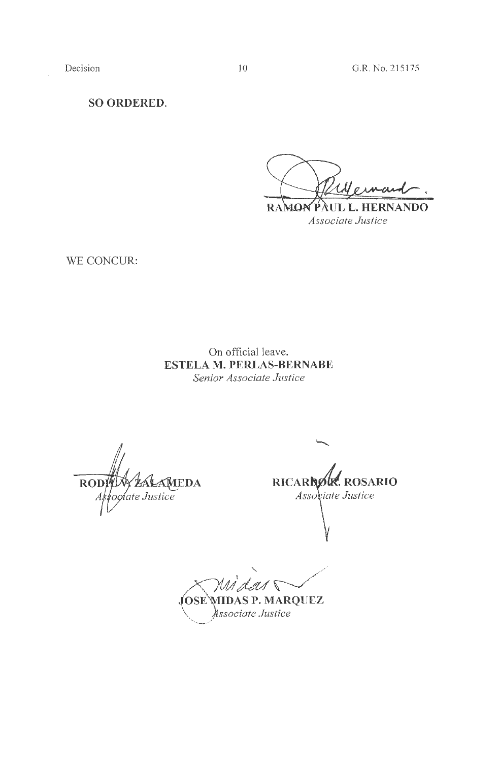**SO ORDERED.**

**RAMON PAUL L. HERNANDO**
*Associate Justice*

WE CONCUR:

On official leave.
**ESTELA M. PERLAS-BERNABE**
*Senior Associate Justice*

**RODIL V. ZALAMEDA**
*Associate Justice*

**RICARDO R. ROSARIO**
*Associate Justice*

**JOSE MIDAS P. MARQUEZ**
*Associate Justice*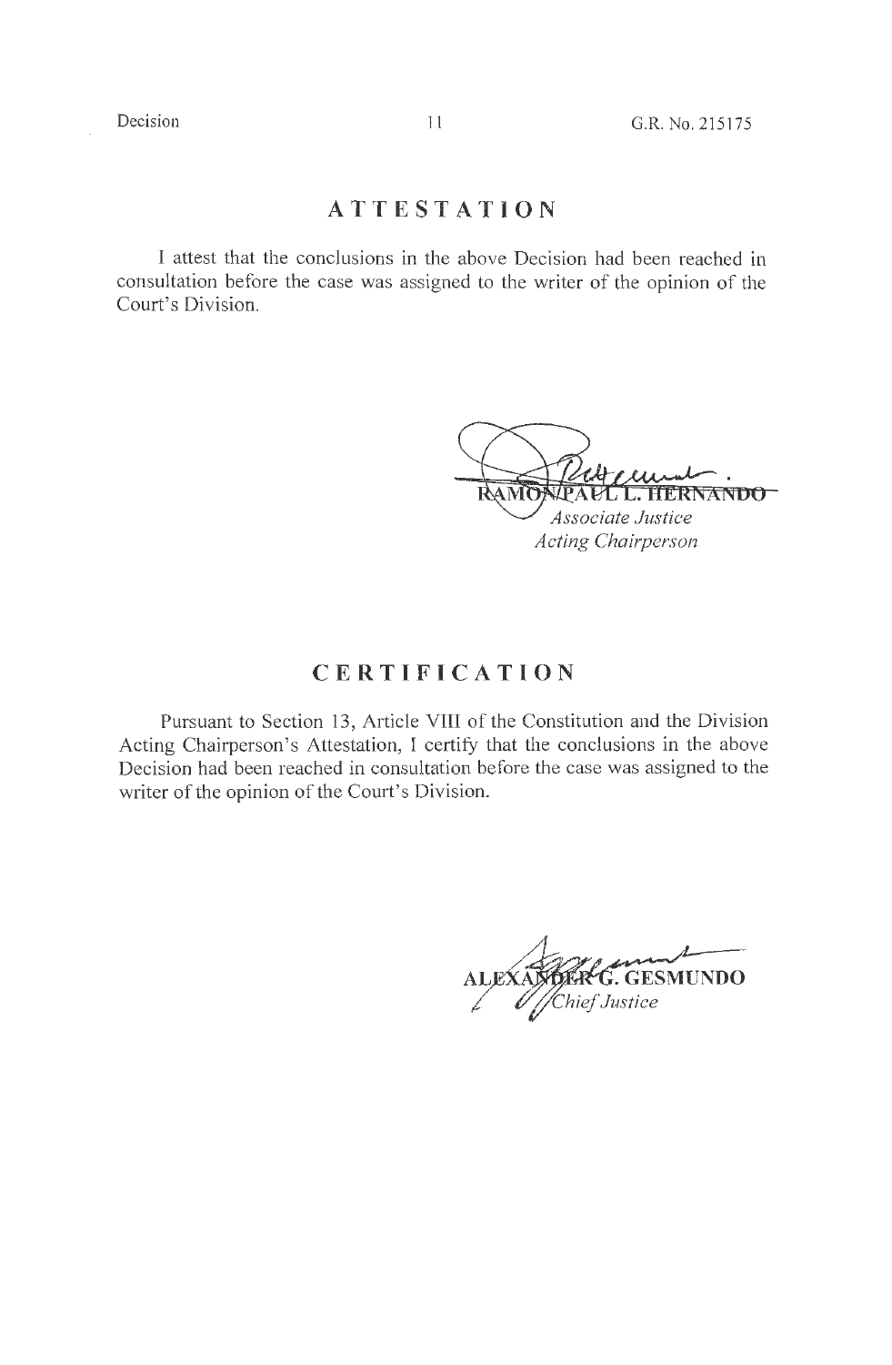## ATTESTATION

I attest that the conclusions in the above Decision had been reached in consultation before the case was assigned to the writer of the opinion of the Court's Division.

**RAMON PAUL L. HERNANDO**
*Associate Justice*
*Acting Chairperson*

## CERTIFICATION

Pursuant to Section 13, Article VIII of the Constitution and the Division Acting Chairperson's Attestation, I certify that the conclusions in the above Decision had been reached in consultation before the case was assigned to the writer of the opinion of the Court's Division.

**ALEXANDER G. GESMUNDO**
*Chief Justice*